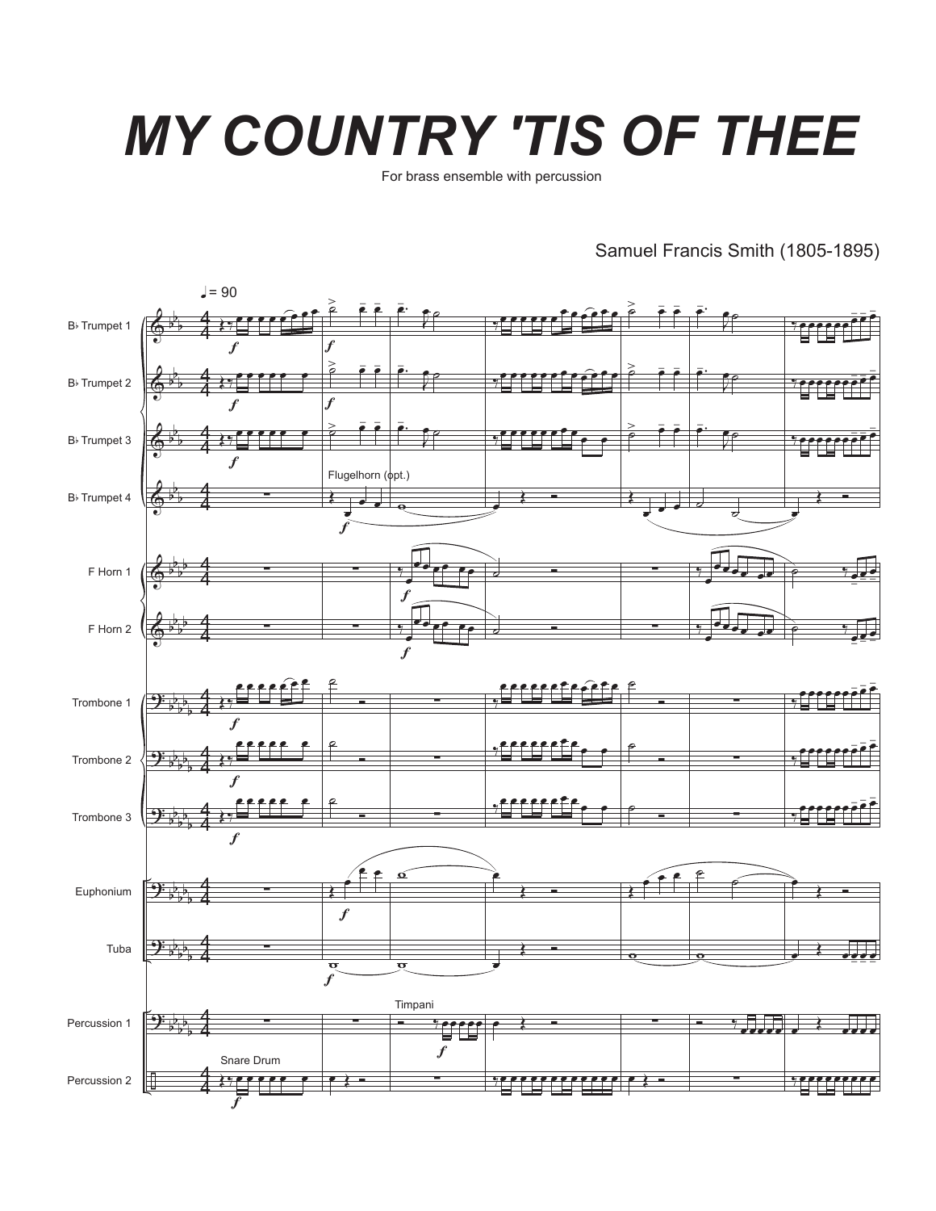# MY COUNTRY 'TIS OF THEE

For brass ensemble with percussion

Samuel Francis Smith (1805-1895)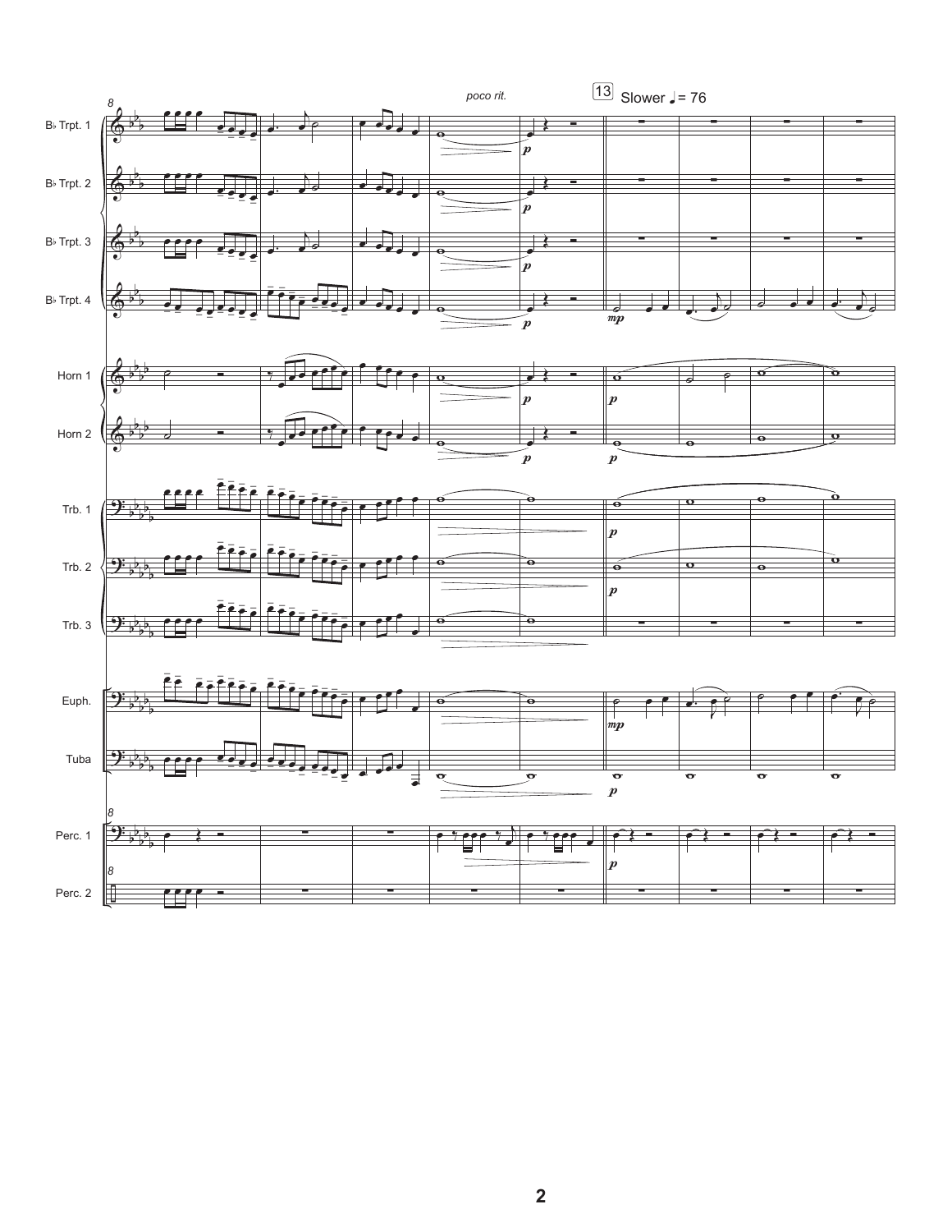*poco rit.*

13 Slower ♩= 76

B♭ Trpt. 1

B♭ Trpt. 2

B♭ Trpt. 3

B♭ Trpt. 4

Horn 1

Horn 2

Trb. 1

Trb. 2

Trb. 3

Euph.

Tuba

Perc. 1

Perc. 2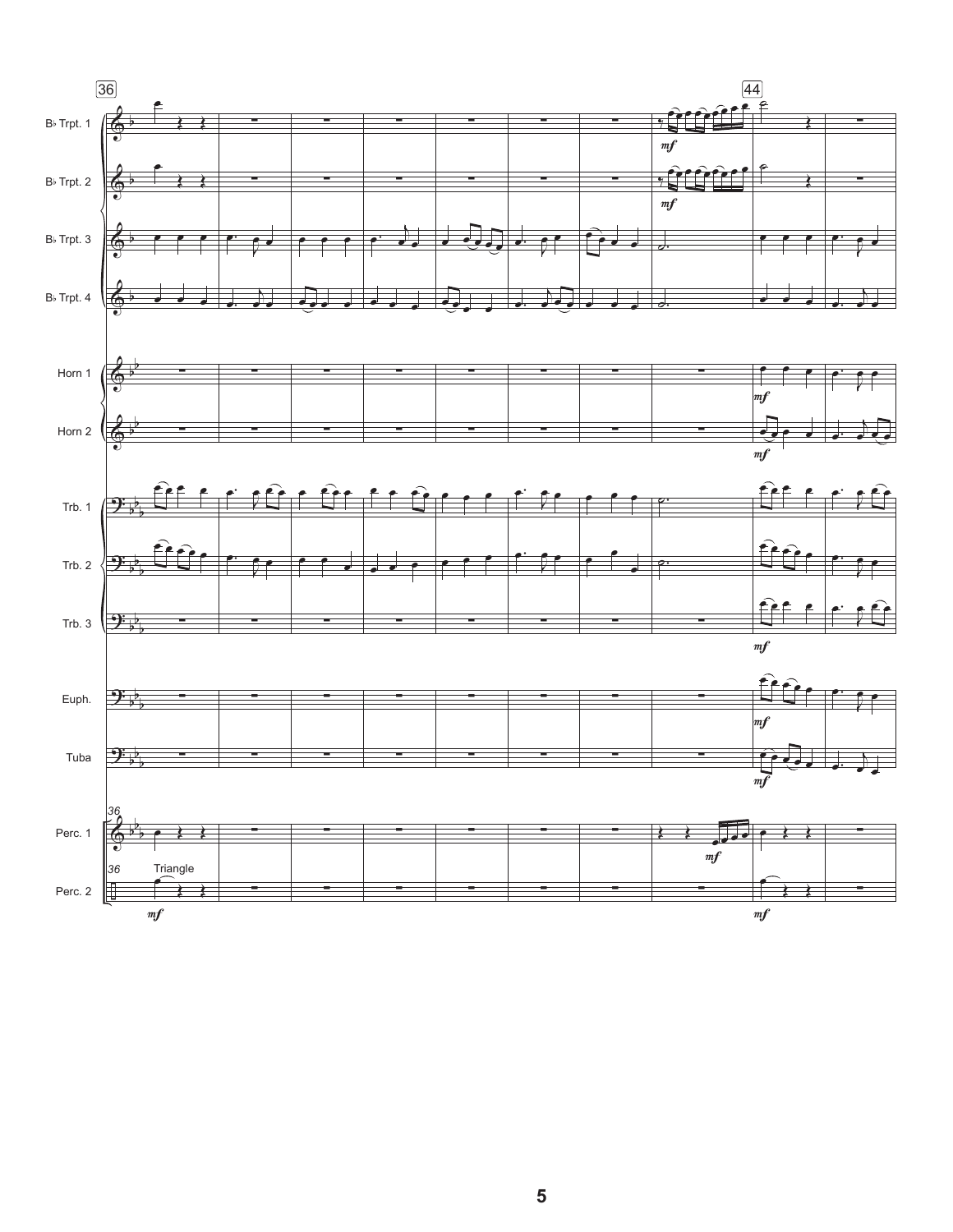36

44

B♭ Trpt. 1

B♭ Trpt. 2

B♭ Trpt. 3

B♭ Trpt. 4

Horn 1

Horn 2

Trb. 1

Trb. 2

Trb. 3

Euph.

Tuba

Perc. 1

Perc. 2

Triangle

*mf*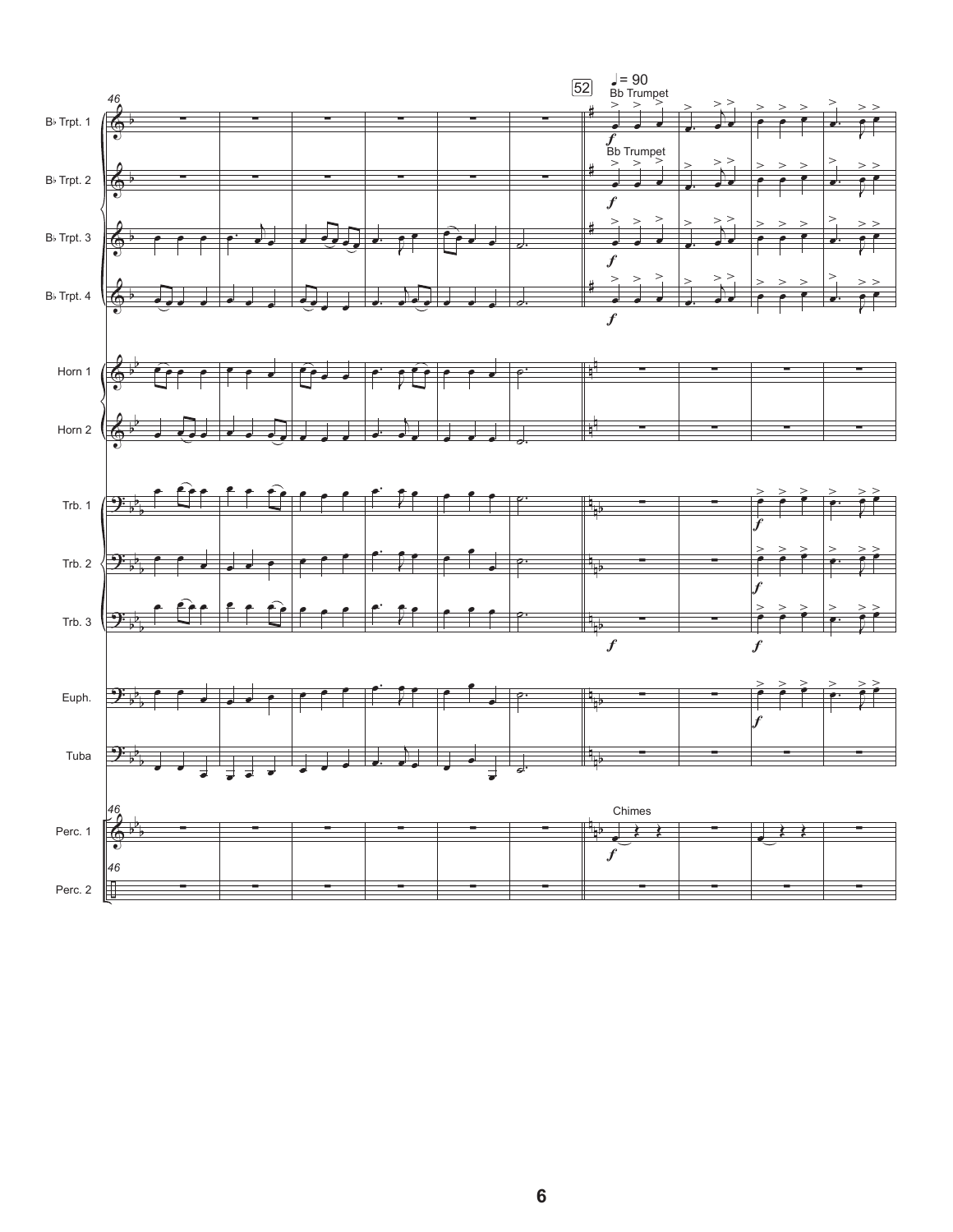46

52

♩= 90

Bb Trumpet

B♭ Trpt. 1

B♭ Trpt. 2

B♭ Trpt. 3

B♭ Trpt. 4

Horn 1

Horn 2

Trb. 1

Trb. 2

Trb. 3

Euph.

Tuba

Chimes

Perc. 1

Perc. 2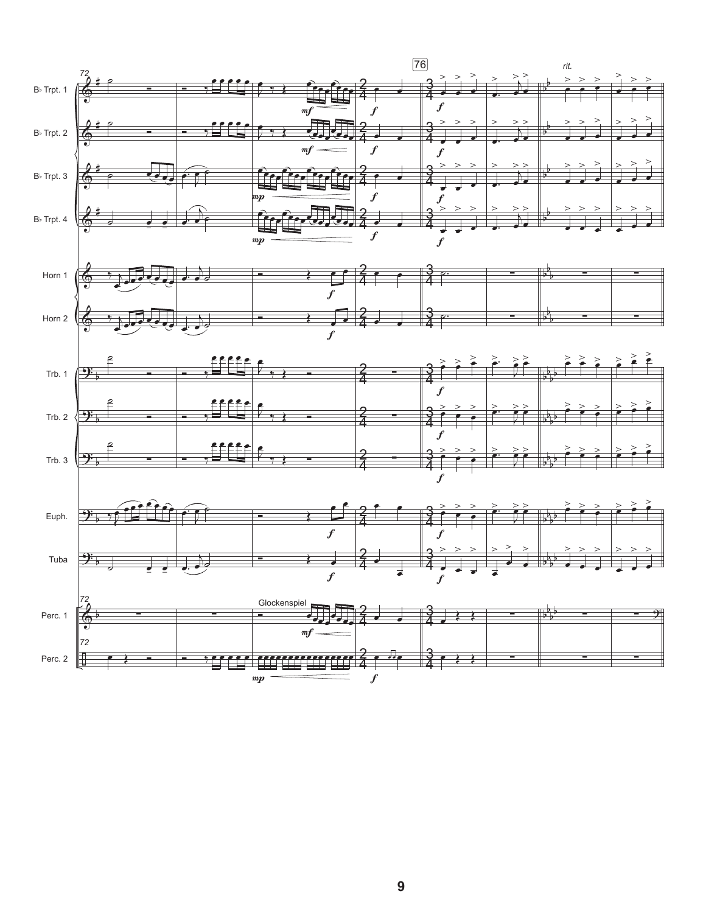72

76

*rit.*

B♭ Trpt. 1

B♭ Trpt. 2

B♭ Trpt. 3

B♭ Trpt. 4

Horn 1

Horn 2

Trb. 1

Trb. 2

Trb. 3

Euph.

Tuba

Perc. 1

Glockenspiel

Perc. 2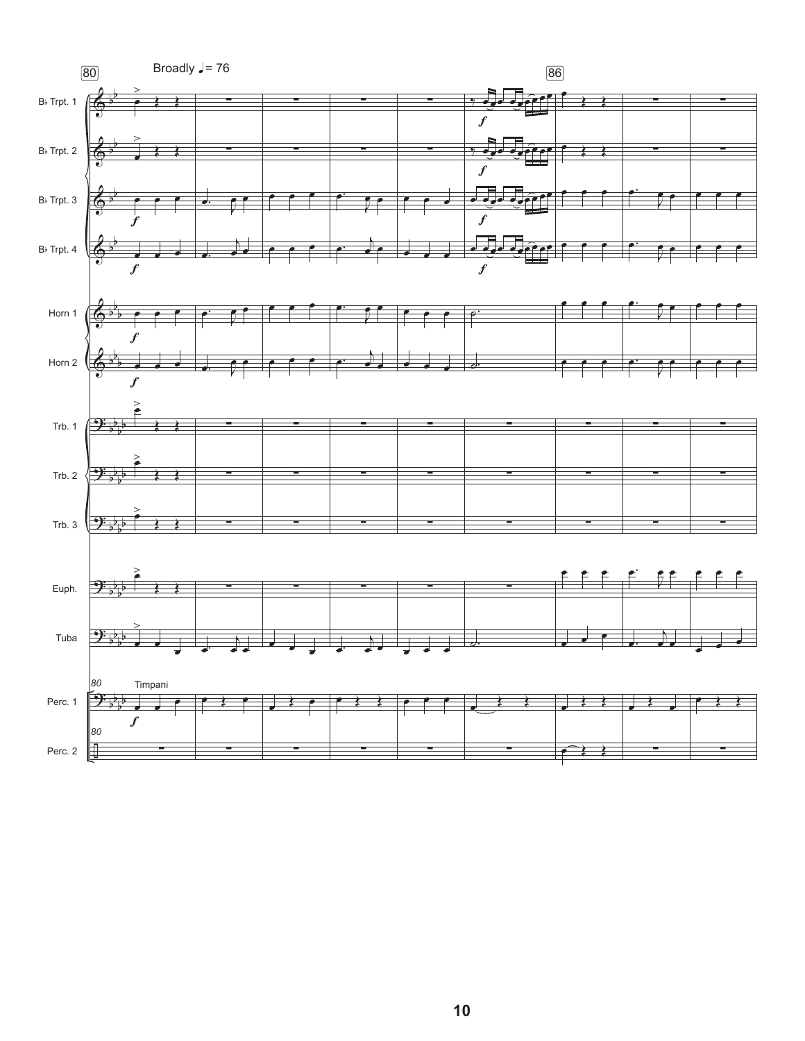80

Broadly ♩= 76

86

B♭ Trpt. 1

B♭ Trpt. 2

B♭ Trpt. 3

B♭ Trpt. 4

Horn 1

Horn 2

Trb. 1

Trb. 2

Trb. 3

Euph.

Tuba

Perc. 1

Timpani

Perc. 2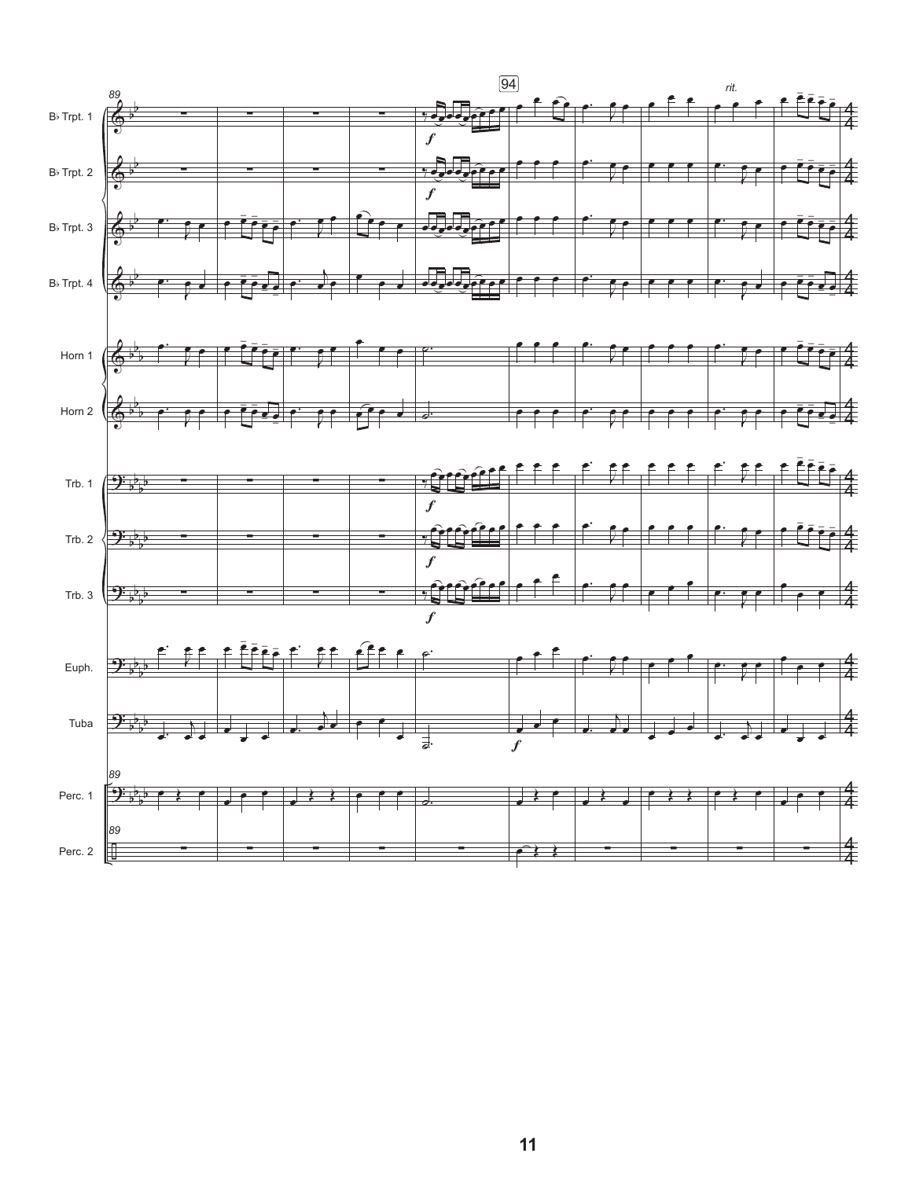89

94

*rit.*

B♭ Trpt. 1

B♭ Trpt. 2

B♭ Trpt. 3

B♭ Trpt. 4

Horn 1

Horn 2

Trb. 1

Trb. 2

Trb. 3

Euph.

Tuba

Perc. 1

Perc. 2

*f*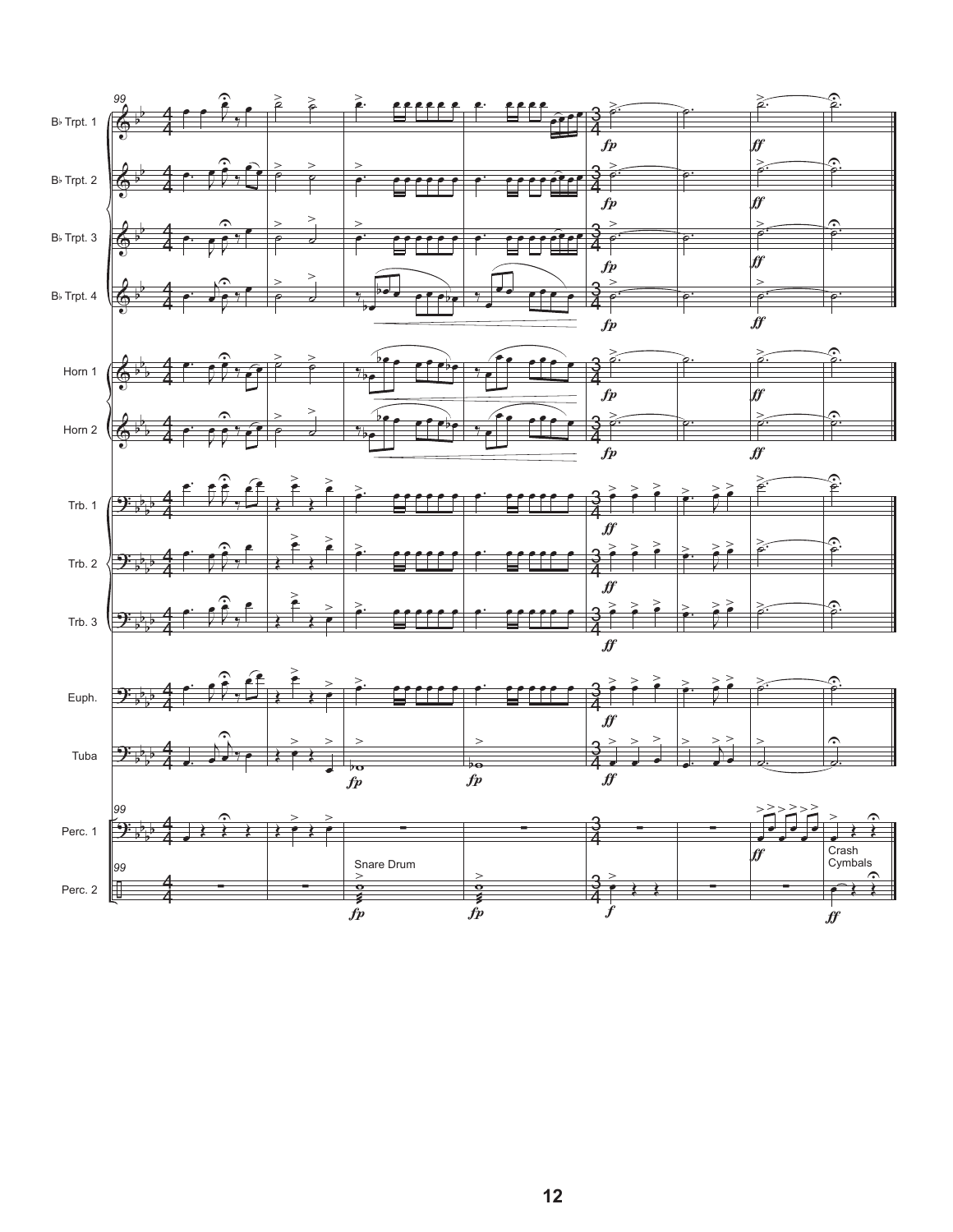99

B♭ Trpt. 1

B♭ Trpt. 2

B♭ Trpt. 3

B♭ Trpt. 4

Horn 1

Horn 2

Trb. 1

Trb. 2

Trb. 3

Euph.

Tuba

Perc. 1

Perc. 2

Snare Drum

Crash Cymbals